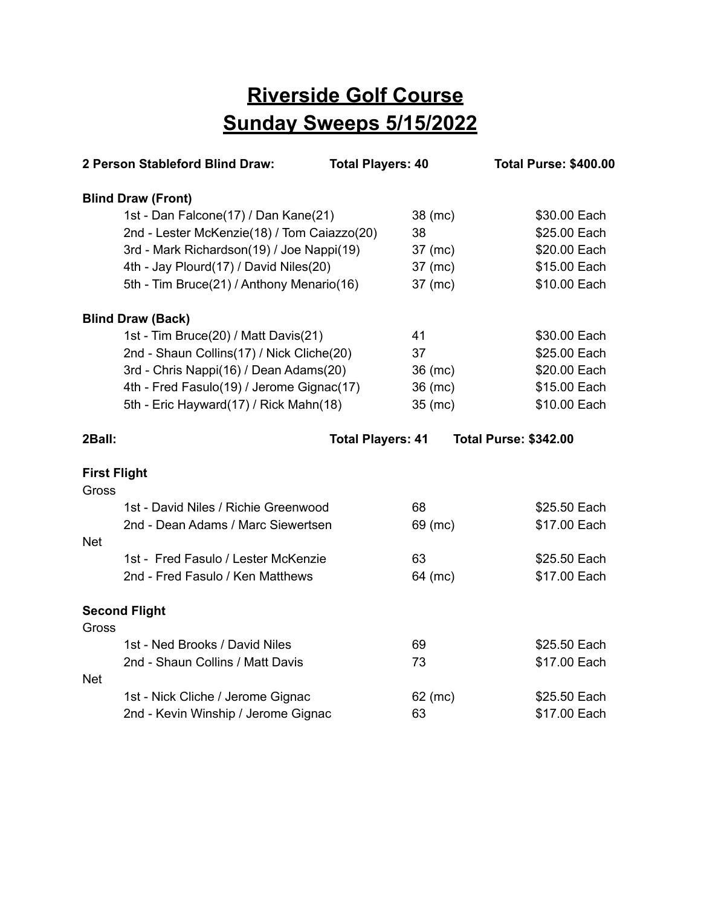# Riverside Golf Course
# Sunday Sweeps 5/15/2022

**2 Person Stableford Blind Draw:** **Total Players: 40** **Total Purse: $400.00**

**Blind Draw (Front)**

| Place | Team | Score | Payout |
|---|---|---|---|
| 1st | Dan Falcone(17) / Dan Kane(21) | 38 (mc) | $30.00 Each |
| 2nd | Lester McKenzie(18) / Tom Caiazzo(20) | 38 | $25.00 Each |
| 3rd | Mark Richardson(19) / Joe Nappi(19) | 37 (mc) | $20.00 Each |
| 4th | Jay Plourd(17) / David Niles(20) | 37 (mc) | $15.00 Each |
| 5th | Tim Bruce(21) / Anthony Menario(16) | 37 (mc) | $10.00 Each |

**Blind Draw (Back)**

| Place | Team | Score | Payout |
|---|---|---|---|
| 1st | Tim Bruce(20) / Matt Davis(21) | 41 | $30.00 Each |
| 2nd | Shaun Collins(17) / Nick Cliche(20) | 37 | $25.00 Each |
| 3rd | Chris Nappi(16) / Dean Adams(20) | 36 (mc) | $20.00 Each |
| 4th | Fred Fasulo(19) / Jerome Gignac(17) | 36 (mc) | $15.00 Each |
| 5th | Eric Hayward(17) / Rick Mahn(18) | 35 (mc) | $10.00 Each |

**2Ball:** **Total Players: 41** **Total Purse: $342.00**

**First Flight**

Gross

| Place | Team | Score | Payout |
|---|---|---|---|
| 1st | David Niles / Richie Greenwood | 68 | $25.50 Each |
| 2nd | Dean Adams / Marc Siewertsen | 69 (mc) | $17.00 Each |

Net

| Place | Team | Score | Payout |
|---|---|---|---|
| 1st | Fred Fasulo / Lester McKenzie | 63 | $25.50 Each |
| 2nd | Fred Fasulo / Ken Matthews | 64 (mc) | $17.00 Each |

**Second Flight**

Gross

| Place | Team | Score | Payout |
|---|---|---|---|
| 1st | Ned Brooks / David Niles | 69 | $25.50 Each |
| 2nd | Shaun Collins / Matt Davis | 73 | $17.00 Each |

Net

| Place | Team | Score | Payout |
|---|---|---|---|
| 1st | Nick Cliche / Jerome Gignac | 62 (mc) | $25.50 Each |
| 2nd | Kevin Winship / Jerome Gignac | 63 | $17.00 Each |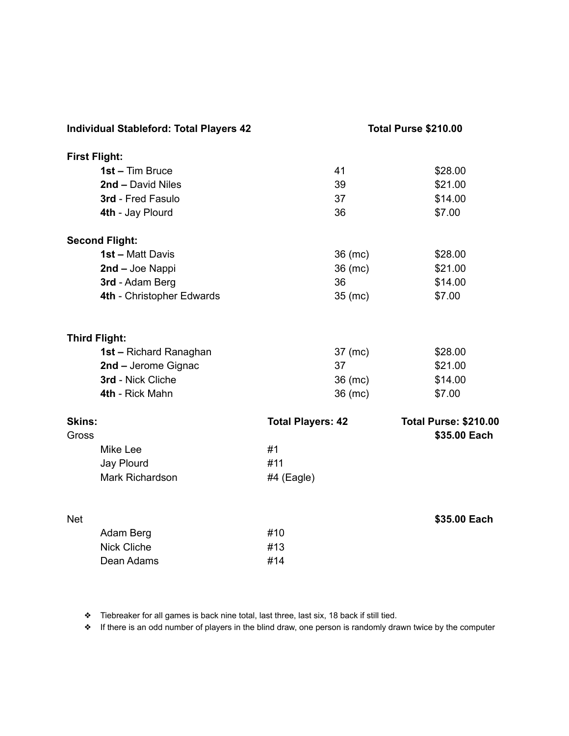**Individual Stableford: Total Players 42** **Total Purse $210.00**

**First Flight:**

| | | |
|---|---|---|
| **1st –** Tim Bruce | 41 | $28.00 |
| **2nd –** David Niles | 39 | $21.00 |
| **3rd** - Fred Fasulo | 37 | $14.00 |
| **4th** - Jay Plourd | 36 | $7.00 |

**Second Flight:**

| | | |
|---|---|---|
| **1st –** Matt Davis | 36 (mc) | $28.00 |
| **2nd –** Joe Nappi | 36 (mc) | $21.00 |
| **3rd** - Adam Berg | 36 | $14.00 |
| **4th** - Christopher Edwards | 35 (mc) | $7.00 |

**Third Flight:**

| | | |
|---|---|---|
| **1st –** Richard Ranaghan | 37 (mc) | $28.00 |
| **2nd –** Jerome Gignac | 37 | $21.00 |
| **3rd** - Nick Cliche | 36 (mc) | $14.00 |
| **4th** - Rick Mahn | 36 (mc) | $7.00 |

**Skins:** **Total Players: 42** **Total Purse: $210.00**

Gross **$35.00 Each**

| | |
|---|---|
| Mike Lee | #1 |
| Jay Plourd | #11 |
| Mark Richardson | #4 (Eagle) |

Net **$35.00 Each**

| | |
|---|---|
| Adam Berg | #10 |
| Nick Cliche | #13 |
| Dean Adams | #14 |

- Tiebreaker for all games is back nine total, last three, last six, 18 back if still tied.
- If there is an odd number of players in the blind draw, one person is randomly drawn twice by the computer